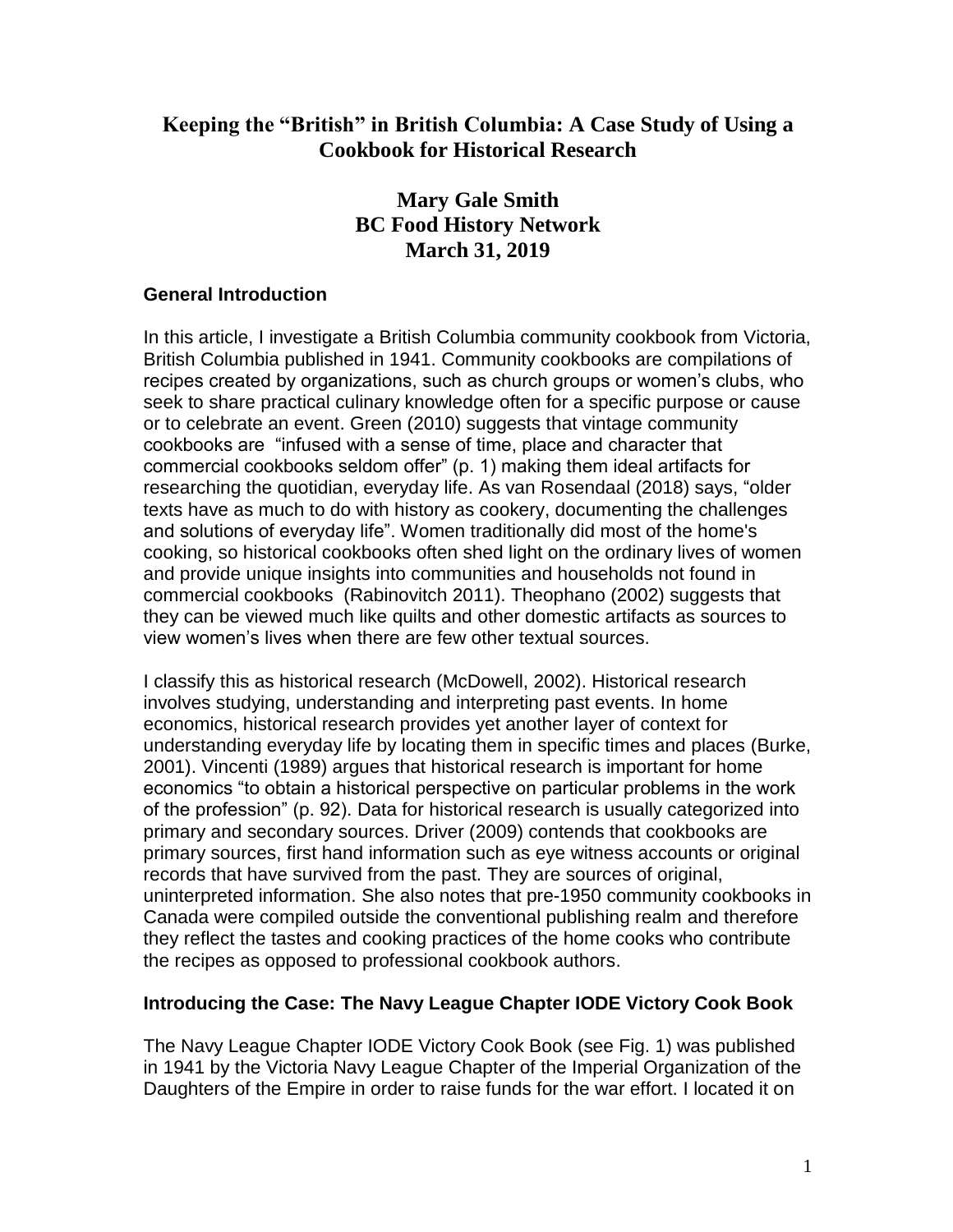# Keeping the "British" in British Columbia: A Case Study of Using a Cookbook for Historical Research

**Mary Gale Smith**
**BC Food History Network**
**March 31, 2019**

## General Introduction

In this article, I investigate a British Columbia community cookbook from Victoria, British Columbia published in 1941. Community cookbooks are compilations of recipes created by organizations, such as church groups or women's clubs, who seek to share practical culinary knowledge often for a specific purpose or cause or to celebrate an event. Green (2010) suggests that vintage community cookbooks are "infused with a sense of time, place and character that commercial cookbooks seldom offer" (p. 1) making them ideal artifacts for researching the quotidian, everyday life. As van Rosendaal (2018) says, "older texts have as much to do with history as cookery, documenting the challenges and solutions of everyday life". Women traditionally did most of the home's cooking, so historical cookbooks often shed light on the ordinary lives of women and provide unique insights into communities and households not found in commercial cookbooks (Rabinovitch 2011). Theophano (2002) suggests that they can be viewed much like quilts and other domestic artifacts as sources to view women's lives when there are few other textual sources.

I classify this as historical research (McDowell, 2002). Historical research involves studying, understanding and interpreting past events. In home economics, historical research provides yet another layer of context for understanding everyday life by locating them in specific times and places (Burke, 2001). Vincenti (1989) argues that historical research is important for home economics "to obtain a historical perspective on particular problems in the work of the profession" (p. 92). Data for historical research is usually categorized into primary and secondary sources. Driver (2009) contends that cookbooks are primary sources, first hand information such as eye witness accounts or original records that have survived from the past. They are sources of original, uninterpreted information. She also notes that pre-1950 community cookbooks in Canada were compiled outside the conventional publishing realm and therefore they reflect the tastes and cooking practices of the home cooks who contribute the recipes as opposed to professional cookbook authors.

## Introducing the Case: The Navy League Chapter IODE Victory Cook Book

The Navy League Chapter IODE Victory Cook Book (see Fig. 1) was published in 1941 by the Victoria Navy League Chapter of the Imperial Organization of the Daughters of the Empire in order to raise funds for the war effort. I located it on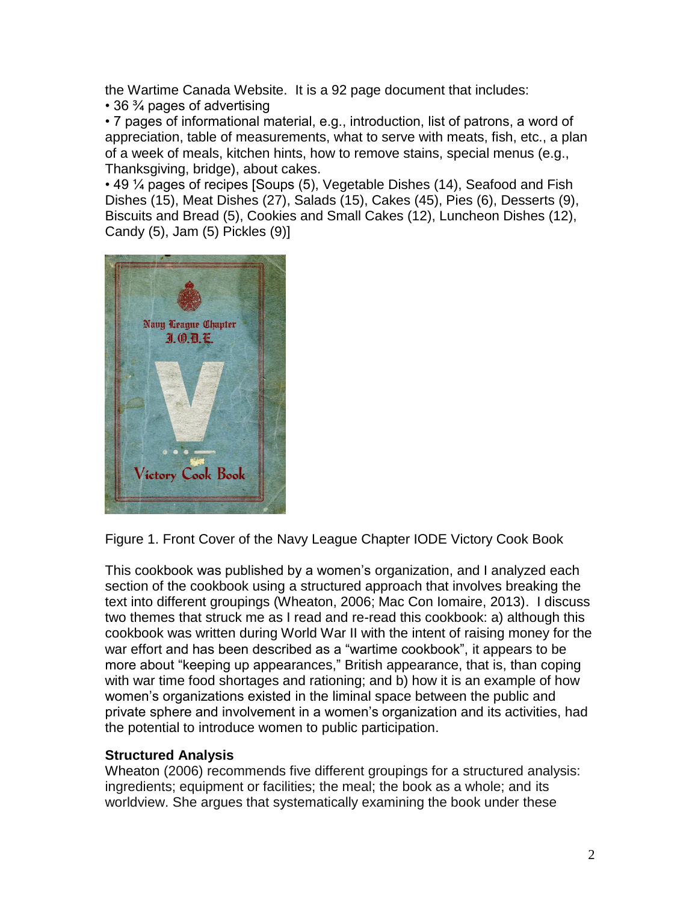the Wartime Canada Website. It is a 92 page document that includes:

- 36 ¾ pages of advertising
- 7 pages of informational material, e.g., introduction, list of patrons, a word of appreciation, table of measurements, what to serve with meats, fish, etc., a plan of a week of meals, kitchen hints, how to remove stains, special menus (e.g., Thanksgiving, bridge), about cakes.
- 49 ¼ pages of recipes [Soups (5), Vegetable Dishes (14), Seafood and Fish Dishes (15), Meat Dishes (27), Salads (15), Cakes (45), Pies (6), Desserts (9), Biscuits and Bread (5), Cookies and Small Cakes (12), Luncheon Dishes (12), Candy (5), Jam (5) Pickles (9)]

Figure 1. Front Cover of the Navy League Chapter IODE Victory Cook Book

This cookbook was published by a women's organization, and I analyzed each section of the cookbook using a structured approach that involves breaking the text into different groupings (Wheaton, 2006; Mac Con Iomaire, 2013). I discuss two themes that struck me as I read and re-read this cookbook: a) although this cookbook was written during World War II with the intent of raising money for the war effort and has been described as a "wartime cookbook", it appears to be more about "keeping up appearances," British appearance, that is, than coping with war time food shortages and rationing; and b) how it is an example of how women's organizations existed in the liminal space between the public and private sphere and involvement in a women's organization and its activities, had the potential to introduce women to public participation.

**Structured Analysis**

Wheaton (2006) recommends five different groupings for a structured analysis: ingredients; equipment or facilities; the meal; the book as a whole; and its worldview. She argues that systematically examining the book under these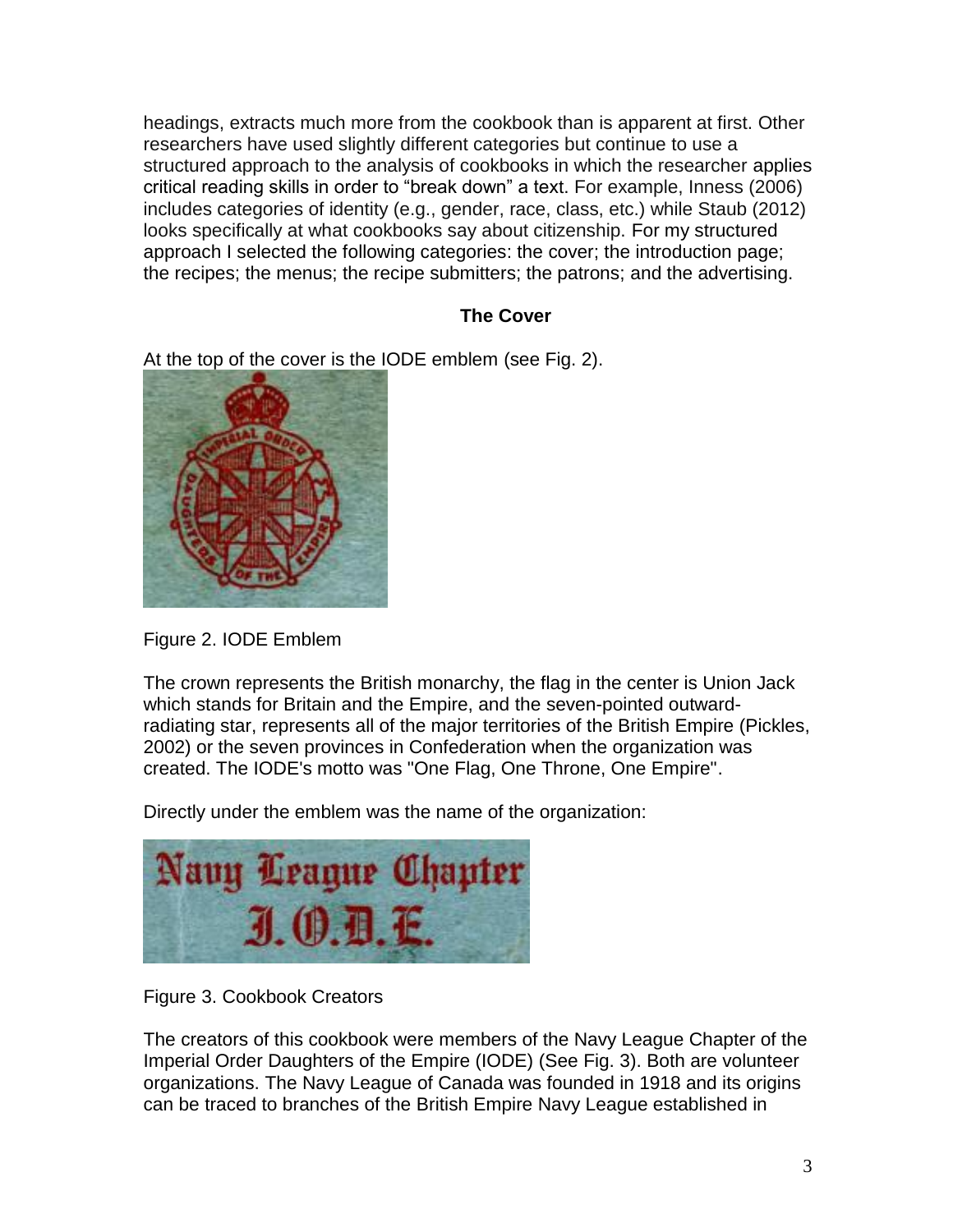headings, extracts much more from the cookbook than is apparent at first. Other researchers have used slightly different categories but continue to use a structured approach to the analysis of cookbooks in which the researcher applies critical reading skills in order to "break down" a text. For example, Inness (2006) includes categories of identity (e.g., gender, race, class, etc.) while Staub (2012) looks specifically at what cookbooks say about citizenship. For my structured approach I selected the following categories: the cover; the introduction page; the recipes; the menus; the recipe submitters; the patrons; and the advertising.

## The Cover

At the top of the cover is the IODE emblem (see Fig. 2).

Figure 2. IODE Emblem

The crown represents the British monarchy, the flag in the center is Union Jack which stands for Britain and the Empire, and the seven-pointed outward-radiating star, represents all of the major territories of the British Empire (Pickles, 2002) or the seven provinces in Confederation when the organization was created. The IODE's motto was "One Flag, One Throne, One Empire".

Directly under the emblem was the name of the organization:

Figure 3. Cookbook Creators

The creators of this cookbook were members of the Navy League Chapter of the Imperial Order Daughters of the Empire (IODE) (See Fig. 3). Both are volunteer organizations. The Navy League of Canada was founded in 1918 and its origins can be traced to branches of the British Empire Navy League established in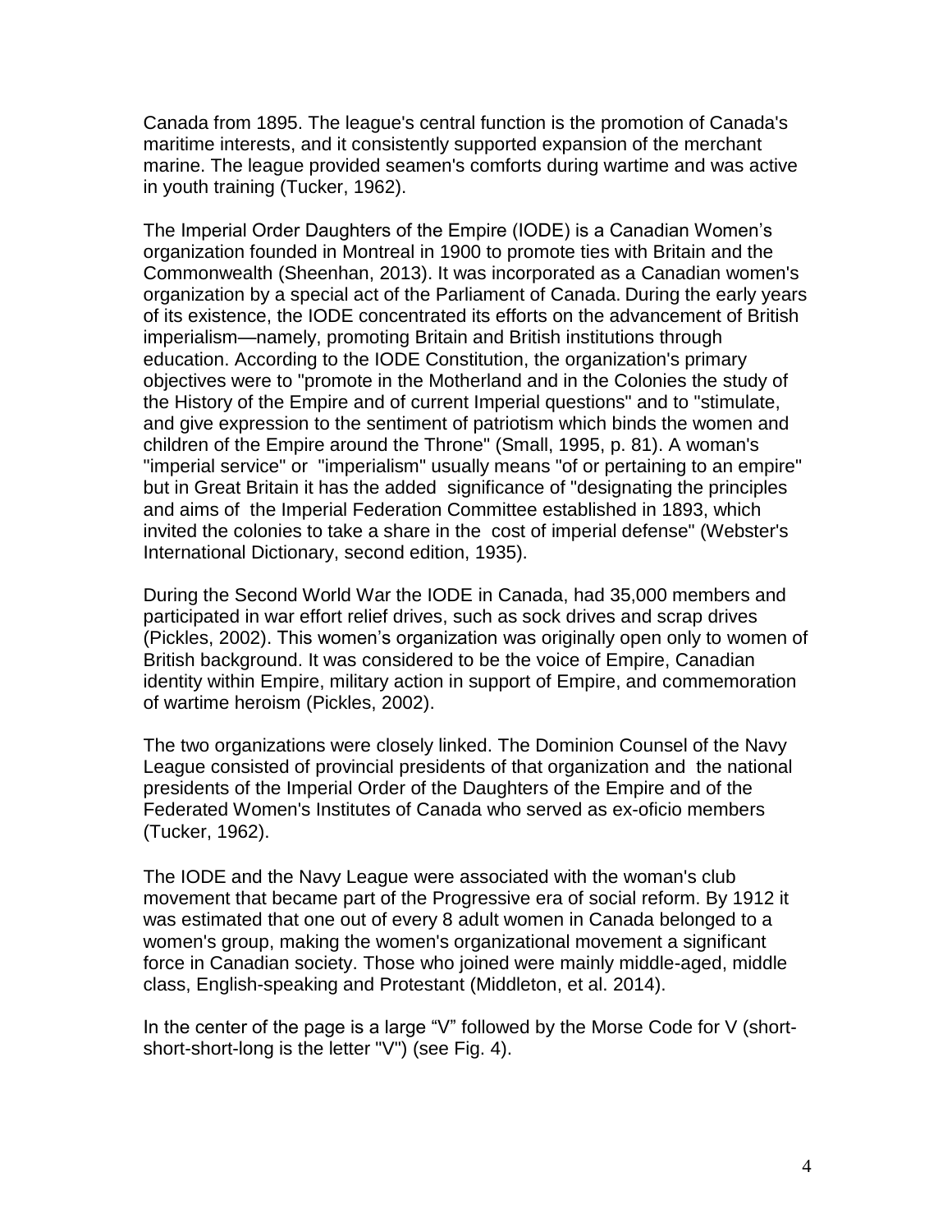Canada from 1895. The league's central function is the promotion of Canada's maritime interests, and it consistently supported expansion of the merchant marine. The league provided seamen's comforts during wartime and was active in youth training (Tucker, 1962).

The Imperial Order Daughters of the Empire (IODE) is a Canadian Women's organization founded in Montreal in 1900 to promote ties with Britain and the Commonwealth (Sheenhan, 2013). It was incorporated as a Canadian women's organization by a special act of the Parliament of Canada. During the early years of its existence, the IODE concentrated its efforts on the advancement of British imperialism—namely, promoting Britain and British institutions through education. According to the IODE Constitution, the organization's primary objectives were to "promote in the Motherland and in the Colonies the study of the History of the Empire and of current Imperial questions" and to "stimulate, and give expression to the sentiment of patriotism which binds the women and children of the Empire around the Throne" (Small, 1995, p. 81). A woman's "imperial service" or "imperialism" usually means "of or pertaining to an empire" but in Great Britain it has the added significance of "designating the principles and aims of the Imperial Federation Committee established in 1893, which invited the colonies to take a share in the cost of imperial defense" (Webster's International Dictionary, second edition, 1935).

During the Second World War the IODE in Canada, had 35,000 members and participated in war effort relief drives, such as sock drives and scrap drives (Pickles, 2002). This women's organization was originally open only to women of British background. It was considered to be the voice of Empire, Canadian identity within Empire, military action in support of Empire, and commemoration of wartime heroism (Pickles, 2002).

The two organizations were closely linked. The Dominion Counsel of the Navy League consisted of provincial presidents of that organization and the national presidents of the Imperial Order of the Daughters of the Empire and of the Federated Women's Institutes of Canada who served as ex-oficio members (Tucker, 1962).

The IODE and the Navy League were associated with the woman's club movement that became part of the Progressive era of social reform. By 1912 it was estimated that one out of every 8 adult women in Canada belonged to a women's group, making the women's organizational movement a significant force in Canadian society. Those who joined were mainly middle-aged, middle class, English-speaking and Protestant (Middleton, et al. 2014).

In the center of the page is a large "V" followed by the Morse Code for V (short-short-short-long is the letter "V") (see Fig. 4).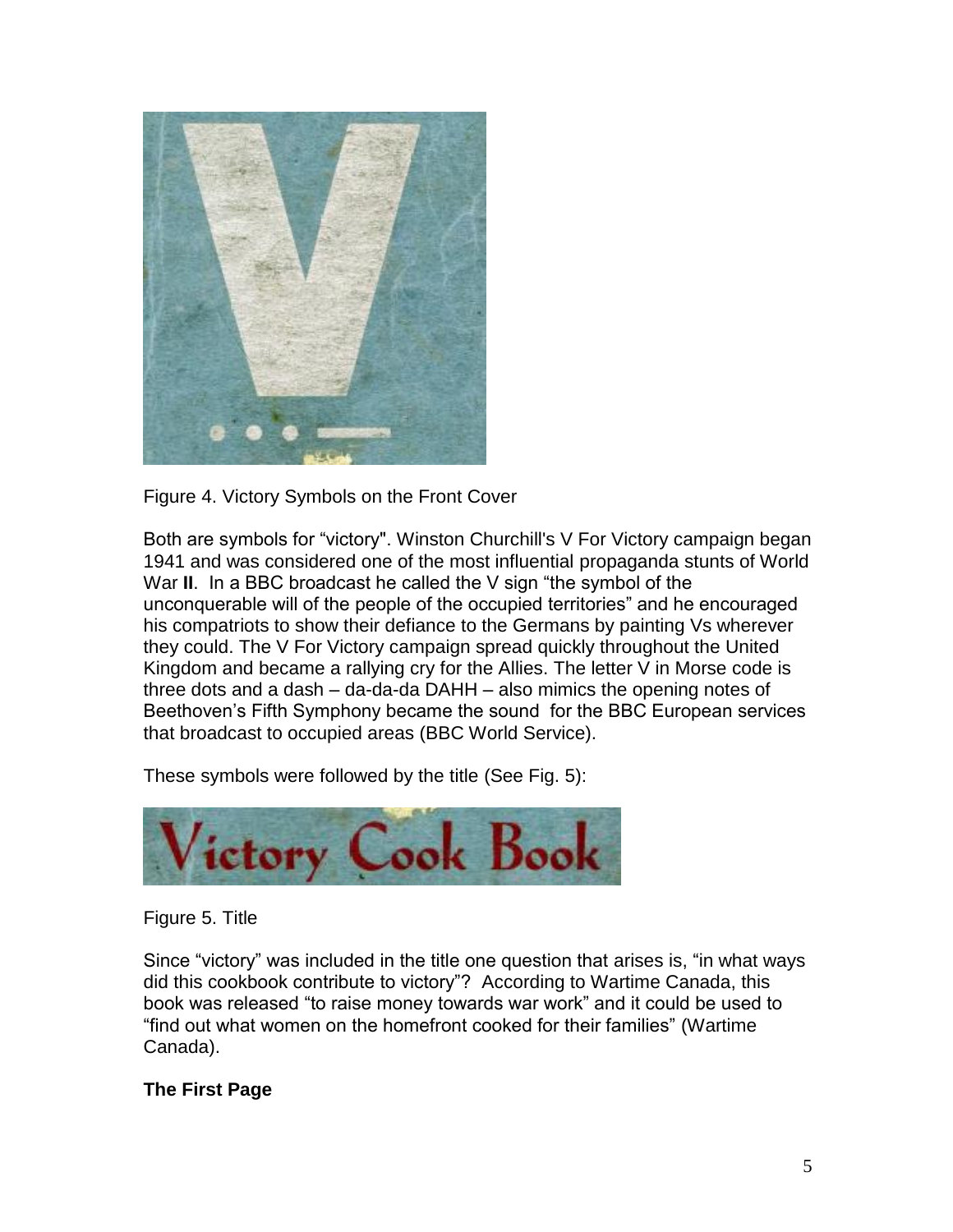Figure 4. Victory Symbols on the Front Cover

Both are symbols for "victory". Winston Churchill's V For Victory campaign began 1941 and was considered one of the most influential propaganda stunts of World War **II**. In a BBC broadcast he called the V sign "the symbol of the unconquerable will of the people of the occupied territories" and he encouraged his compatriots to show their defiance to the Germans by painting Vs wherever they could. The V For Victory campaign spread quickly throughout the United Kingdom and became a rallying cry for the Allies. The letter V in Morse code is three dots and a dash – da-da-da DAHH – also mimics the opening notes of Beethoven's Fifth Symphony became the sound for the BBC European services that broadcast to occupied areas (BBC World Service).

These symbols were followed by the title (See Fig. 5):

Figure 5. Title

Since "victory" was included in the title one question that arises is, "in what ways did this cookbook contribute to victory"? According to Wartime Canada, this book was released "to raise money towards war work" and it could be used to "find out what women on the homefront cooked for their families" (Wartime Canada).

**The First Page**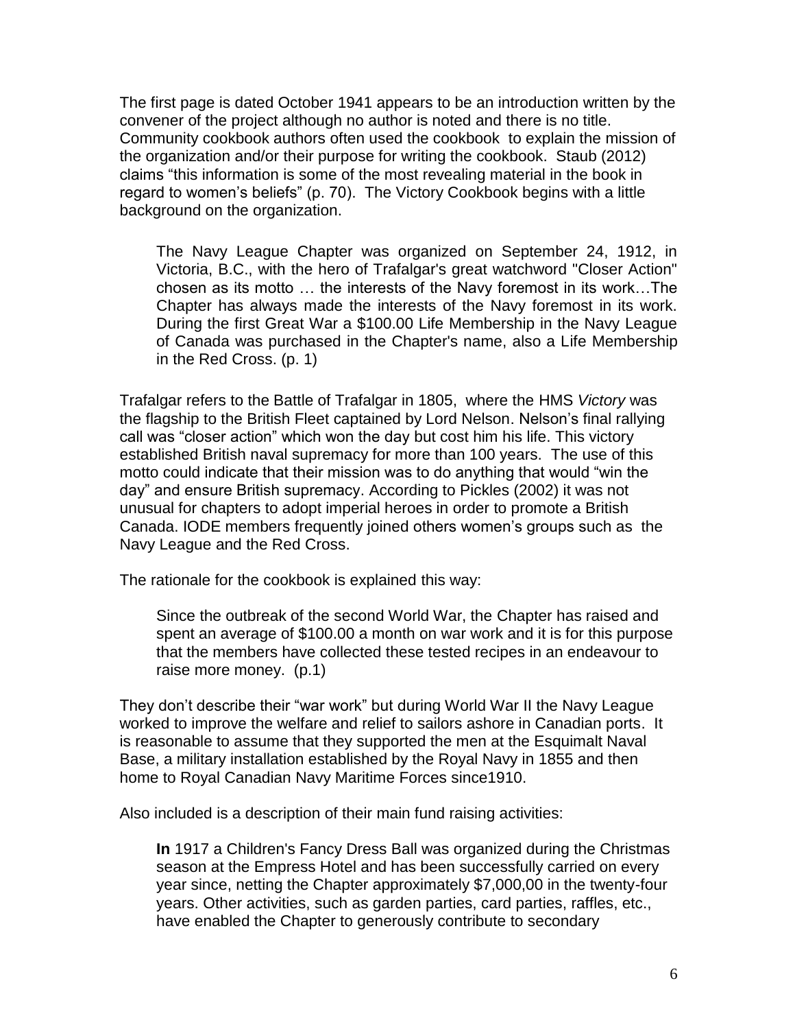The first page is dated October 1941 appears to be an introduction written by the convener of the project although no author is noted and there is no title. Community cookbook authors often used the cookbook to explain the mission of the organization and/or their purpose for writing the cookbook. Staub (2012) claims "this information is some of the most revealing material in the book in regard to women's beliefs" (p. 70). The Victory Cookbook begins with a little background on the organization.

> The Navy League Chapter was organized on September 24, 1912, in Victoria, B.C., with the hero of Trafalgar's great watchword "Closer Action" chosen as its motto … the interests of the Navy foremost in its work…The Chapter has always made the interests of the Navy foremost in its work. During the first Great War a $100.00 Life Membership in the Navy League of Canada was purchased in the Chapter's name, also a Life Membership in the Red Cross. (p. 1)

Trafalgar refers to the Battle of Trafalgar in 1805, where the HMS *Victory* was the flagship to the British Fleet captained by Lord Nelson. Nelson's final rallying call was "closer action" which won the day but cost him his life. This victory established British naval supremacy for more than 100 years. The use of this motto could indicate that their mission was to do anything that would "win the day" and ensure British supremacy. According to Pickles (2002) it was not unusual for chapters to adopt imperial heroes in order to promote a British Canada. IODE members frequently joined others women's groups such as the Navy League and the Red Cross.

The rationale for the cookbook is explained this way:

> Since the outbreak of the second World War, the Chapter has raised and spent an average of $100.00 a month on war work and it is for this purpose that the members have collected these tested recipes in an endeavour to raise more money. (p.1)

They don't describe their "war work" but during World War II the Navy League worked to improve the welfare and relief to sailors ashore in Canadian ports. It is reasonable to assume that they supported the men at the Esquimalt Naval Base, a military installation established by the Royal Navy in 1855 and then home to Royal Canadian Navy Maritime Forces since1910.

Also included is a description of their main fund raising activities:

> **In** 1917 a Children's Fancy Dress Ball was organized during the Christmas season at the Empress Hotel and has been successfully carried on every year since, netting the Chapter approximately $7,000,00 in the twenty-four years. Other activities, such as garden parties, card parties, raffles, etc., have enabled the Chapter to generously contribute to secondary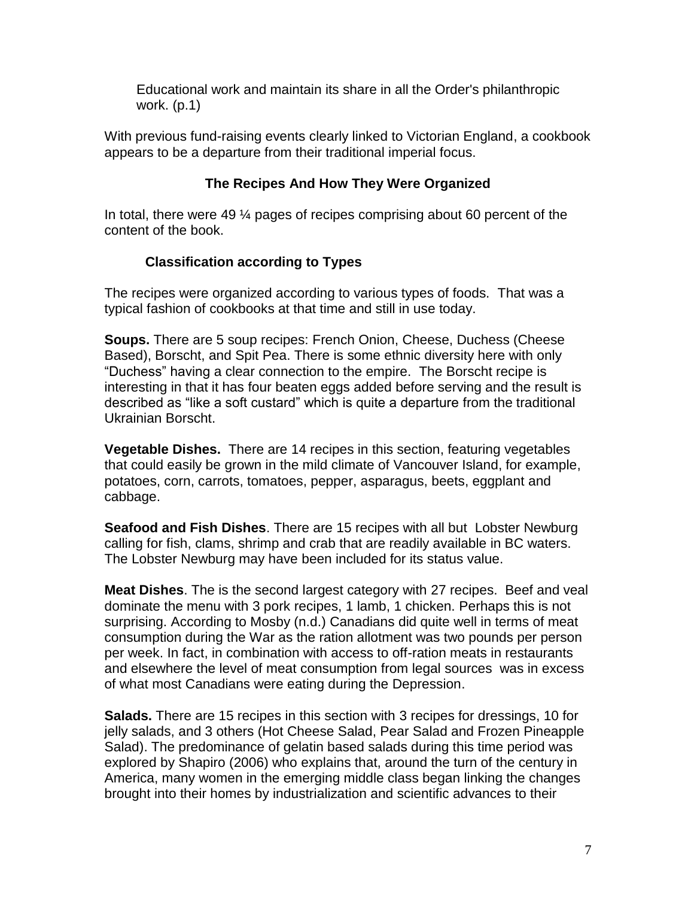Educational work and maintain its share in all the Order's philanthropic work. (p.1)

With previous fund-raising events clearly linked to Victorian England, a cookbook appears to be a departure from their traditional imperial focus.

## The Recipes And How They Were Organized

In total, there were 49 ¼ pages of recipes comprising about 60 percent of the content of the book.

### Classification according to Types

The recipes were organized according to various types of foods. That was a typical fashion of cookbooks at that time and still in use today.

**Soups.** There are 5 soup recipes: French Onion, Cheese, Duchess (Cheese Based), Borscht, and Spit Pea. There is some ethnic diversity here with only "Duchess" having a clear connection to the empire. The Borscht recipe is interesting in that it has four beaten eggs added before serving and the result is described as "like a soft custard" which is quite a departure from the traditional Ukrainian Borscht.

**Vegetable Dishes.** There are 14 recipes in this section, featuring vegetables that could easily be grown in the mild climate of Vancouver Island, for example, potatoes, corn, carrots, tomatoes, pepper, asparagus, beets, eggplant and cabbage.

**Seafood and Fish Dishes**. There are 15 recipes with all but Lobster Newburg calling for fish, clams, shrimp and crab that are readily available in BC waters. The Lobster Newburg may have been included for its status value.

**Meat Dishes**. The is the second largest category with 27 recipes. Beef and veal dominate the menu with 3 pork recipes, 1 lamb, 1 chicken. Perhaps this is not surprising. According to Mosby (n.d.) Canadians did quite well in terms of meat consumption during the War as the ration allotment was two pounds per person per week. In fact, in combination with access to off-ration meats in restaurants and elsewhere the level of meat consumption from legal sources was in excess of what most Canadians were eating during the Depression.

**Salads.** There are 15 recipes in this section with 3 recipes for dressings, 10 for jelly salads, and 3 others (Hot Cheese Salad, Pear Salad and Frozen Pineapple Salad). The predominance of gelatin based salads during this time period was explored by Shapiro (2006) who explains that, around the turn of the century in America, many women in the emerging middle class began linking the changes brought into their homes by industrialization and scientific advances to their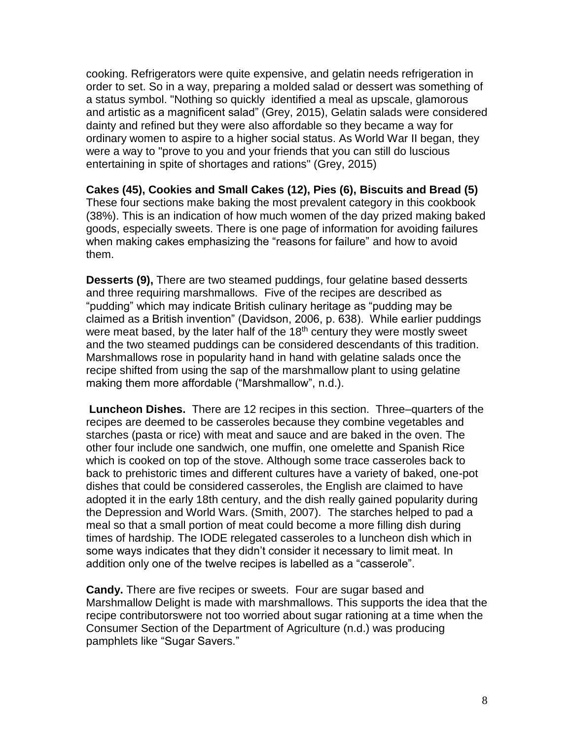cooking. Refrigerators were quite expensive, and gelatin needs refrigeration in order to set. So in a way, preparing a molded salad or dessert was something of a status symbol. "Nothing so quickly identified a meal as upscale, glamorous and artistic as a magnificent salad" (Grey, 2015), Gelatin salads were considered dainty and refined but they were also affordable so they became a way for ordinary women to aspire to a higher social status. As World War II began, they were a way to "prove to you and your friends that you can still do luscious entertaining in spite of shortages and rations" (Grey, 2015)

**Cakes (45), Cookies and Small Cakes (12), Pies (6), Biscuits and Bread (5)** These four sections make baking the most prevalent category in this cookbook (38%). This is an indication of how much women of the day prized making baked goods, especially sweets. There is one page of information for avoiding failures when making cakes emphasizing the "reasons for failure" and how to avoid them.

**Desserts (9),** There are two steamed puddings, four gelatine based desserts and three requiring marshmallows. Five of the recipes are described as "pudding" which may indicate British culinary heritage as "pudding may be claimed as a British invention" (Davidson, 2006, p. 638). While earlier puddings were meat based, by the later half of the 18th century they were mostly sweet and the two steamed puddings can be considered descendants of this tradition. Marshmallows rose in popularity hand in hand with gelatine salads once the recipe shifted from using the sap of the marshmallow plant to using gelatine making them more affordable ("Marshmallow", n.d.).

**Luncheon Dishes.** There are 12 recipes in this section. Three–quarters of the recipes are deemed to be casseroles because they combine vegetables and starches (pasta or rice) with meat and sauce and are baked in the oven. The other four include one sandwich, one muffin, one omelette and Spanish Rice which is cooked on top of the stove. Although some trace casseroles back to back to prehistoric times and different cultures have a variety of baked, one-pot dishes that could be considered casseroles, the English are claimed to have adopted it in the early 18th century, and the dish really gained popularity during the Depression and World Wars. (Smith, 2007). The starches helped to pad a meal so that a small portion of meat could become a more filling dish during times of hardship. The IODE relegated casseroles to a luncheon dish which in some ways indicates that they didn't consider it necessary to limit meat. In addition only one of the twelve recipes is labelled as a "casserole".

**Candy.** There are five recipes or sweets. Four are sugar based and Marshmallow Delight is made with marshmallows. This supports the idea that the recipe contributorswere not too worried about sugar rationing at a time when the Consumer Section of the Department of Agriculture (n.d.) was producing pamphlets like "Sugar Savers."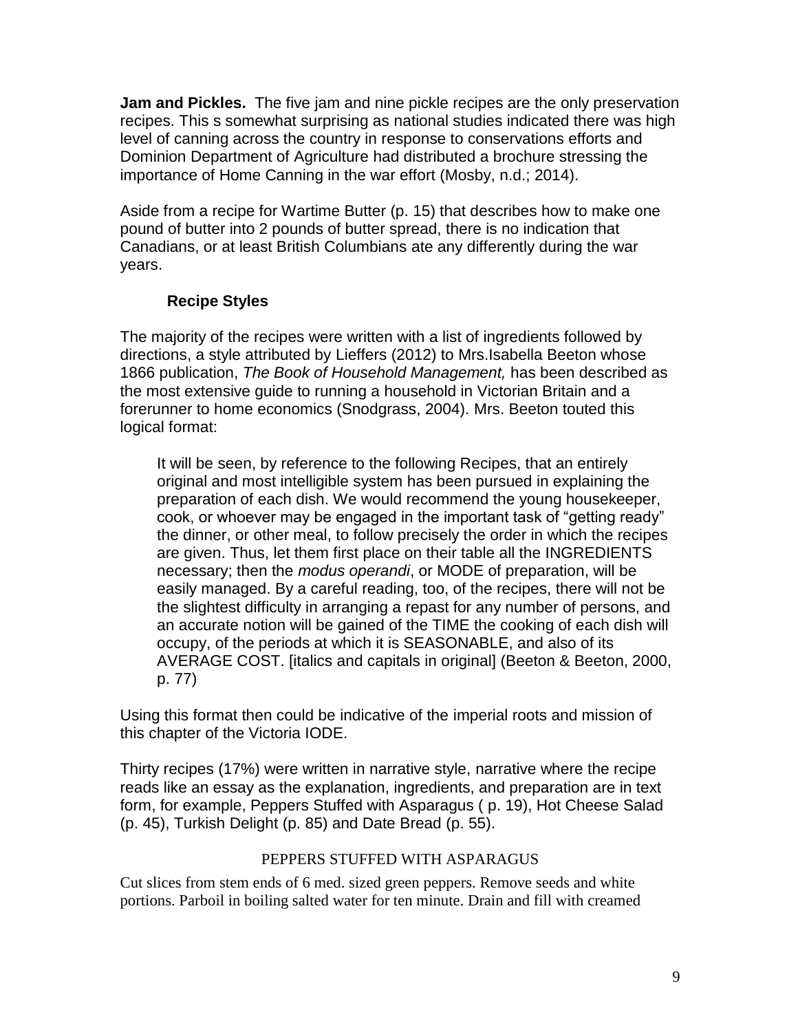**Jam and Pickles.** The five jam and nine pickle recipes are the only preservation recipes. This s somewhat surprising as national studies indicated there was high level of canning across the country in response to conservations efforts and Dominion Department of Agriculture had distributed a brochure stressing the importance of Home Canning in the war effort (Mosby, n.d.; 2014).

Aside from a recipe for Wartime Butter (p. 15) that describes how to make one pound of butter into 2 pounds of butter spread, there is no indication that Canadians, or at least British Columbians ate any differently during the war years.

### Recipe Styles

The majority of the recipes were written with a list of ingredients followed by directions, a style attributed by Lieffers (2012) to Mrs.Isabella Beeton whose 1866 publication, *The Book of Household Management,* has been described as the most extensive guide to running a household in Victorian Britain and a forerunner to home economics (Snodgrass, 2004). Mrs. Beeton touted this logical format:

> It will be seen, by reference to the following Recipes, that an entirely original and most intelligible system has been pursued in explaining the preparation of each dish. We would recommend the young housekeeper, cook, or whoever may be engaged in the important task of "getting ready" the dinner, or other meal, to follow precisely the order in which the recipes are given. Thus, let them first place on their table all the INGREDIENTS necessary; then the *modus operandi*, or MODE of preparation, will be easily managed. By a careful reading, too, of the recipes, there will not be the slightest difficulty in arranging a repast for any number of persons, and an accurate notion will be gained of the TIME the cooking of each dish will occupy, of the periods at which it is SEASONABLE, and also of its AVERAGE COST. [italics and capitals in original] (Beeton & Beeton, 2000, p. 77)

Using this format then could be indicative of the imperial roots and mission of this chapter of the Victoria IODE.

Thirty recipes (17%) were written in narrative style, narrative where the recipe reads like an essay as the explanation, ingredients, and preparation are in text form, for example, Peppers Stuffed with Asparagus ( p. 19), Hot Cheese Salad (p. 45), Turkish Delight (p. 85) and Date Bread (p. 55).

PEPPERS STUFFED WITH ASPARAGUS

Cut slices from stem ends of 6 med. sized green peppers. Remove seeds and white portions. Parboil in boiling salted water for ten minute. Drain and fill with creamed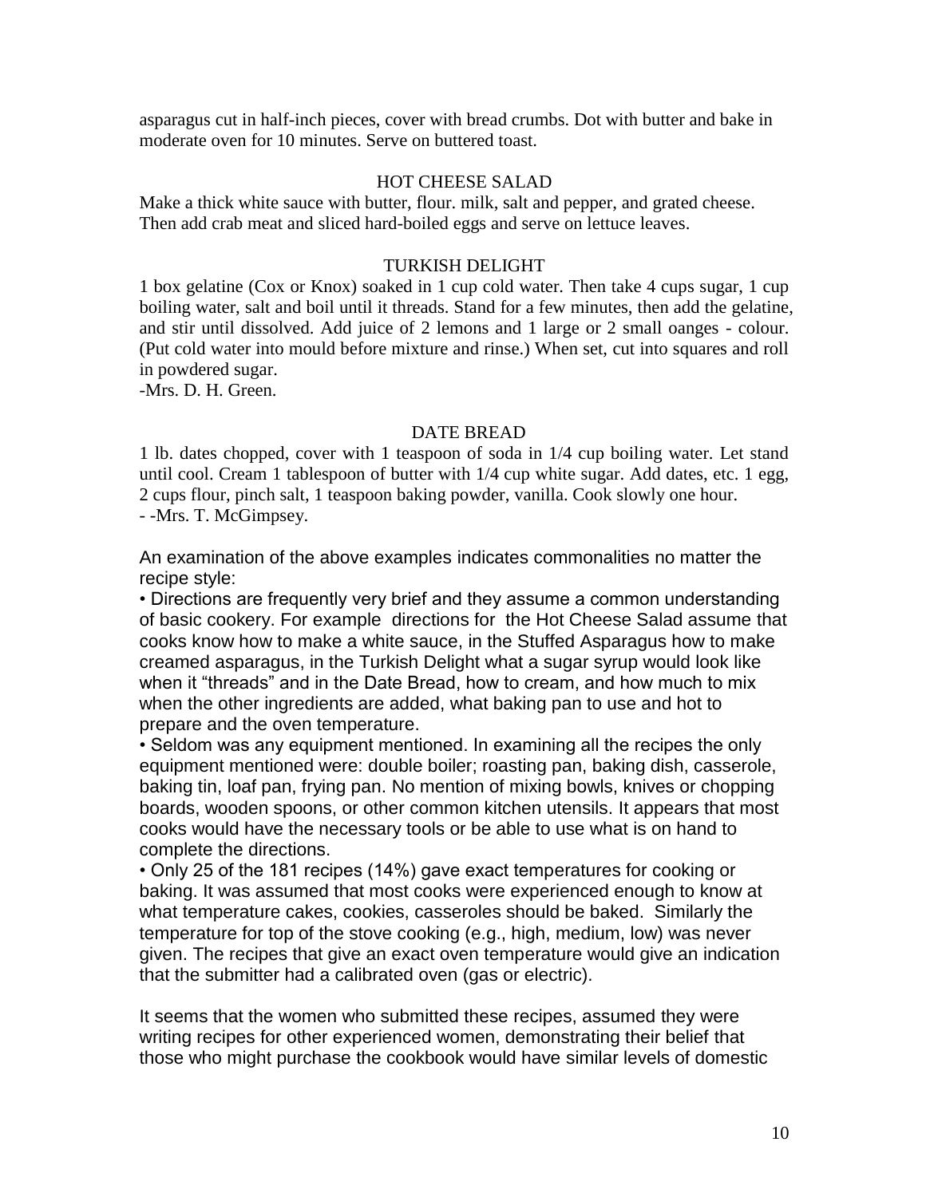asparagus cut in half-inch pieces, cover with bread crumbs. Dot with butter and bake in moderate oven for 10 minutes. Serve on buttered toast.

### HOT CHEESE SALAD

Make a thick white sauce with butter, flour. milk, salt and pepper, and grated cheese. Then add crab meat and sliced hard-boiled eggs and serve on lettuce leaves.

### TURKISH DELIGHT

1 box gelatine (Cox or Knox) soaked in 1 cup cold water. Then take 4 cups sugar, 1 cup boiling water, salt and boil until it threads. Stand for a few minutes, then add the gelatine, and stir until dissolved. Add juice of 2 lemons and 1 large or 2 small oanges - colour. (Put cold water into mould before mixture and rinse.) When set, cut into squares and roll in powdered sugar.
-Mrs. D. H. Green.

### DATE BREAD

1 lb. dates chopped, cover with 1 teaspoon of soda in 1/4 cup boiling water. Let stand until cool. Cream 1 tablespoon of butter with 1/4 cup white sugar. Add dates, etc. 1 egg, 2 cups flour, pinch salt, 1 teaspoon baking powder, vanilla. Cook slowly one hour.
- -Mrs. T. McGimpsey.

An examination of the above examples indicates commonalities no matter the recipe style:

- Directions are frequently very brief and they assume a common understanding of basic cookery. For example directions for the Hot Cheese Salad assume that cooks know how to make a white sauce, in the Stuffed Asparagus how to make creamed asparagus, in the Turkish Delight what a sugar syrup would look like when it “threads” and in the Date Bread, how to cream, and how much to mix when the other ingredients are added, what baking pan to use and hot to prepare and the oven temperature.
- Seldom was any equipment mentioned. In examining all the recipes the only equipment mentioned were: double boiler; roasting pan, baking dish, casserole, baking tin, loaf pan, frying pan. No mention of mixing bowls, knives or chopping boards, wooden spoons, or other common kitchen utensils. It appears that most cooks would have the necessary tools or be able to use what is on hand to complete the directions.
- Only 25 of the 181 recipes (14%) gave exact temperatures for cooking or baking. It was assumed that most cooks were experienced enough to know at what temperature cakes, cookies, casseroles should be baked. Similarly the temperature for top of the stove cooking (e.g., high, medium, low) was never given. The recipes that give an exact oven temperature would give an indication that the submitter had a calibrated oven (gas or electric).

It seems that the women who submitted these recipes, assumed they were writing recipes for other experienced women, demonstrating their belief that those who might purchase the cookbook would have similar levels of domestic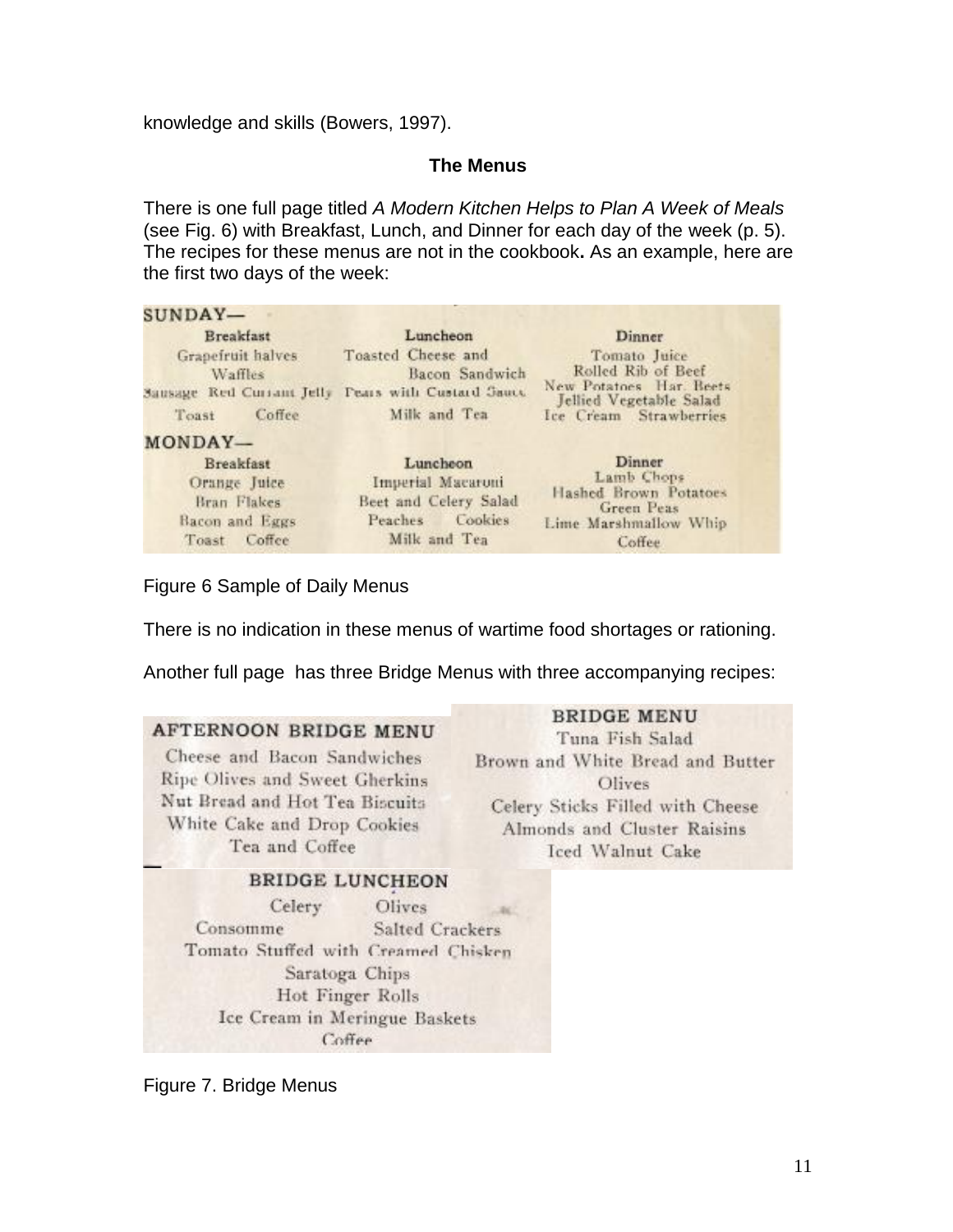knowledge and skills (Bowers, 1997).

## The Menus

There is one full page titled *A Modern Kitchen Helps to Plan A Week of Meals* (see Fig. 6) with Breakfast, Lunch, and Dinner for each day of the week (p. 5). The recipes for these menus are not in the cookbook**.** As an example, here are the first two days of the week:

**SUNDAY—**

| Breakfast | Luncheon | Dinner |
|---|---|---|
| Grapefruit halves | Toasted Cheese and Bacon Sandwich | Tomato Juice |
| Waffles | Pears with Custard Sauce | Rolled Rib of Beef |
| Sausage Red Currant Jelly | Milk and Tea | New Potatoes Har. Beets |
| Toast Coffee | | Jellied Vegetable Salad |
| | | Ice Cream Strawberries |

**MONDAY—**

| Breakfast | Luncheon | Dinner |
|---|---|---|
| Orange Juice | Imperial Macaroni | Lamb Chops |
| Bran Flakes | Beet and Celery Salad | Hashed Brown Potatoes |
| Bacon and Eggs | Peaches Cookies | Green Peas |
| Toast Coffee | Milk and Tea | Lime Marshmallow Whip |
| | | Coffee |

Figure 6 Sample of Daily Menus

There is no indication in these menus of wartime food shortages or rationing.

Another full page has three Bridge Menus with three accompanying recipes:

**AFTERNOON BRIDGE MENU**

Cheese and Bacon Sandwiches
Ripe Olives and Sweet Gherkins
Nut Bread and Hot Tea Biscuits
White Cake and Drop Cookies
Tea and Coffee

**BRIDGE MENU**

Tuna Fish Salad
Brown and White Bread and Butter
Olives
Celery Sticks Filled with Cheese
Almonds and Cluster Raisins
Iced Walnut Cake

**BRIDGE LUNCHEON**

Celery Olives
Consomme Salted Crackers
Tomato Stuffed with Creamed Chisken
Saratoga Chips
Hot Finger Rolls
Ice Cream in Meringue Baskets
Coffee

Figure 7. Bridge Menus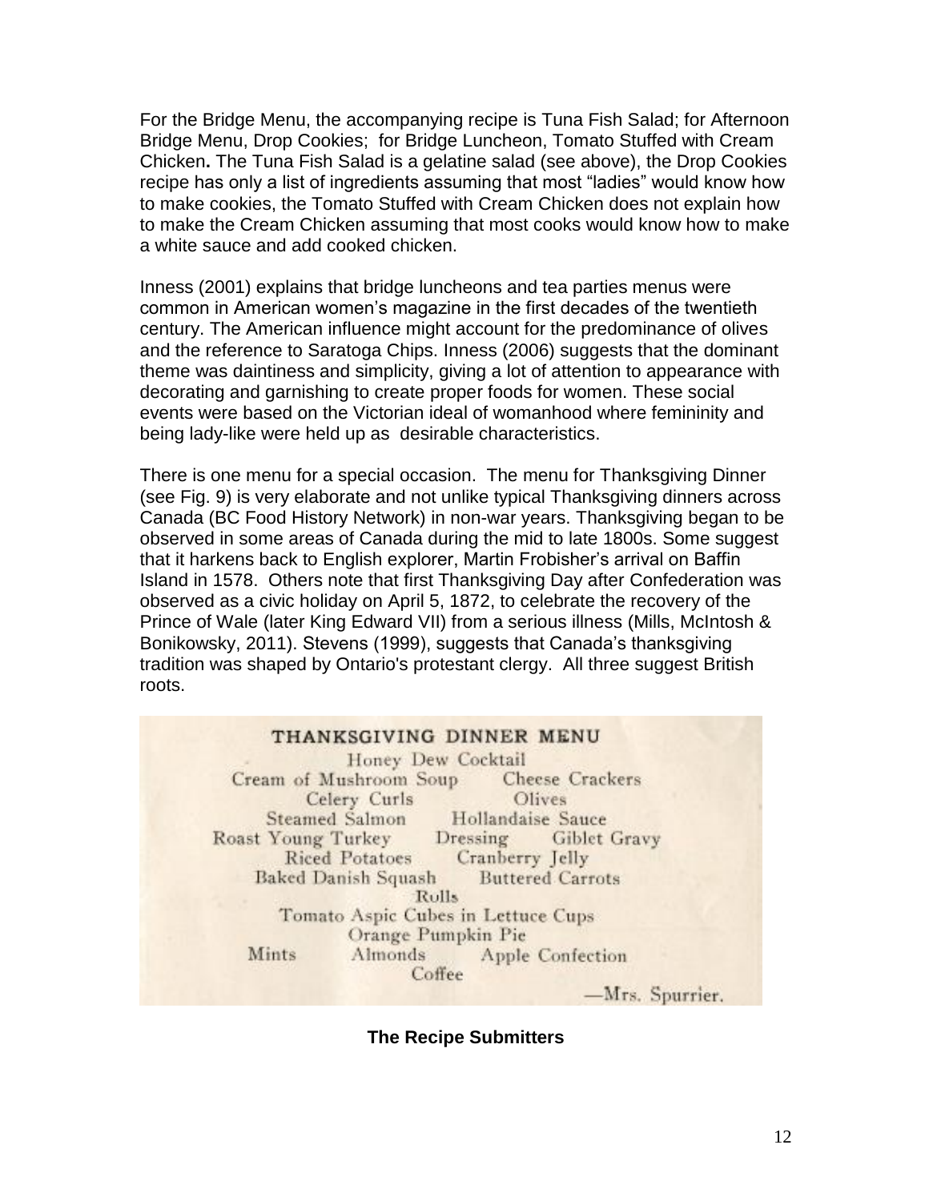For the Bridge Menu, the accompanying recipe is Tuna Fish Salad; for Afternoon Bridge Menu, Drop Cookies; for Bridge Luncheon, Tomato Stuffed with Cream Chicken**.** The Tuna Fish Salad is a gelatine salad (see above), the Drop Cookies recipe has only a list of ingredients assuming that most "ladies" would know how to make cookies, the Tomato Stuffed with Cream Chicken does not explain how to make the Cream Chicken assuming that most cooks would know how to make a white sauce and add cooked chicken.

Inness (2001) explains that bridge luncheons and tea parties menus were common in American women's magazine in the first decades of the twentieth century. The American influence might account for the predominance of olives and the reference to Saratoga Chips. Inness (2006) suggests that the dominant theme was daintiness and simplicity, giving a lot of attention to appearance with decorating and garnishing to create proper foods for women. These social events were based on the Victorian ideal of womanhood where femininity and being lady-like were held up as desirable characteristics.

There is one menu for a special occasion. The menu for Thanksgiving Dinner (see Fig. 9) is very elaborate and not unlike typical Thanksgiving dinners across Canada (BC Food History Network) in non-war years. Thanksgiving began to be observed in some areas of Canada during the mid to late 1800s. Some suggest that it harkens back to English explorer, Martin Frobisher's arrival on Baffin Island in 1578. Others note that first Thanksgiving Day after Confederation was observed as a civic holiday on April 5, 1872, to celebrate the recovery of the Prince of Wale (later King Edward VII) from a serious illness (Mills, McIntosh & Bonikowsky, 2011). Stevens (1999), suggests that Canada's thanksgiving tradition was shaped by Ontario's protestant clergy. All three suggest British roots.

THANKSGIVING DINNER MENU

Honey Dew Cocktail
Cream of Mushroom Soup  Cheese Crackers
Celery Curls  Olives
Steamed Salmon  Hollandaise Sauce
Roast Young Turkey  Dressing  Giblet Gravy
Riced Potatoes  Cranberry Jelly
Baked Danish Squash  Buttered Carrots
Rolls
Tomato Aspic Cubes in Lettuce Cups
Orange Pumpkin Pie
Mints  Almonds  Apple Confection
Coffee

—Mrs. Spurrier.

**The Recipe Submitters**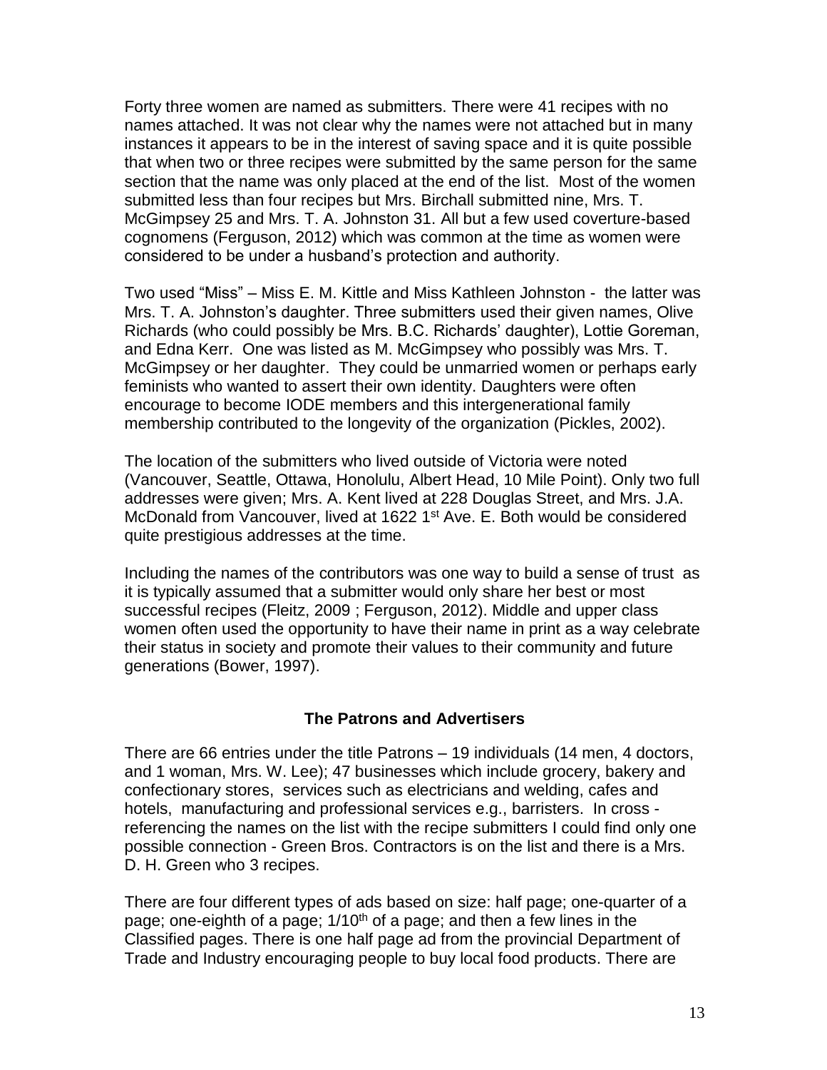Forty three women are named as submitters. There were 41 recipes with no names attached. It was not clear why the names were not attached but in many instances it appears to be in the interest of saving space and it is quite possible that when two or three recipes were submitted by the same person for the same section that the name was only placed at the end of the list. Most of the women submitted less than four recipes but Mrs. Birchall submitted nine, Mrs. T. McGimpsey 25 and Mrs. T. A. Johnston 31. All but a few used coverture-based cognomens (Ferguson, 2012) which was common at the time as women were considered to be under a husband's protection and authority.

Two used "Miss" – Miss E. M. Kittle and Miss Kathleen Johnston - the latter was Mrs. T. A. Johnston's daughter. Three submitters used their given names, Olive Richards (who could possibly be Mrs. B.C. Richards' daughter), Lottie Goreman, and Edna Kerr. One was listed as M. McGimpsey who possibly was Mrs. T. McGimpsey or her daughter. They could be unmarried women or perhaps early feminists who wanted to assert their own identity. Daughters were often encourage to become IODE members and this intergenerational family membership contributed to the longevity of the organization (Pickles, 2002).

The location of the submitters who lived outside of Victoria were noted (Vancouver, Seattle, Ottawa, Honolulu, Albert Head, 10 Mile Point). Only two full addresses were given; Mrs. A. Kent lived at 228 Douglas Street, and Mrs. J.A. McDonald from Vancouver, lived at 1622 1st Ave. E. Both would be considered quite prestigious addresses at the time.

Including the names of the contributors was one way to build a sense of trust as it is typically assumed that a submitter would only share her best or most successful recipes (Fleitz, 2009 ; Ferguson, 2012). Middle and upper class women often used the opportunity to have their name in print as a way celebrate their status in society and promote their values to their community and future generations (Bower, 1997).

### The Patrons and Advertisers

There are 66 entries under the title Patrons – 19 individuals (14 men, 4 doctors, and 1 woman, Mrs. W. Lee); 47 businesses which include grocery, bakery and confectionary stores, services such as electricians and welding, cafes and hotels, manufacturing and professional services e.g., barristers. In cross - referencing the names on the list with the recipe submitters I could find only one possible connection - Green Bros. Contractors is on the list and there is a Mrs. D. H. Green who 3 recipes.

There are four different types of ads based on size: half page; one-quarter of a page; one-eighth of a page; 1/10th of a page; and then a few lines in the Classified pages. There is one half page ad from the provincial Department of Trade and Industry encouraging people to buy local food products. There are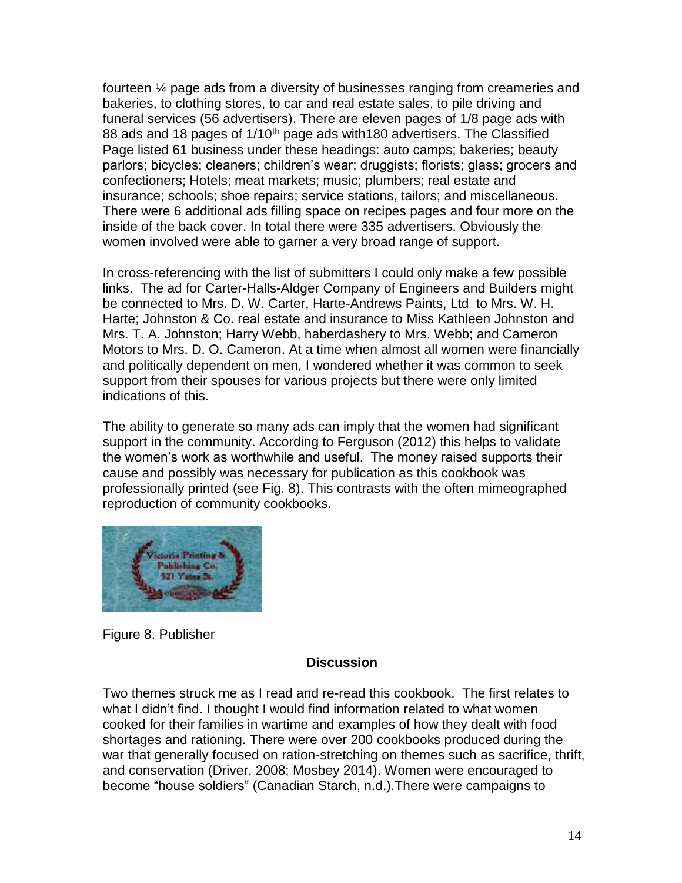fourteen ¼ page ads from a diversity of businesses ranging from creameries and bakeries, to clothing stores, to car and real estate sales, to pile driving and funeral services (56 advertisers). There are eleven pages of 1/8 page ads with 88 ads and 18 pages of 1/10th page ads with180 advertisers. The Classified Page listed 61 business under these headings: auto camps; bakeries; beauty parlors; bicycles; cleaners; children's wear; druggists; florists; glass; grocers and confectioners; Hotels; meat markets; music; plumbers; real estate and insurance; schools; shoe repairs; service stations, tailors; and miscellaneous. There were 6 additional ads filling space on recipes pages and four more on the inside of the back cover. In total there were 335 advertisers. Obviously the women involved were able to garner a very broad range of support.

In cross-referencing with the list of submitters I could only make a few possible links. The ad for Carter-Halls-Aldger Company of Engineers and Builders might be connected to Mrs. D. W. Carter, Harte-Andrews Paints, Ltd to Mrs. W. H. Harte; Johnston & Co. real estate and insurance to Miss Kathleen Johnston and Mrs. T. A. Johnston; Harry Webb, haberdashery to Mrs. Webb; and Cameron Motors to Mrs. D. O. Cameron. At a time when almost all women were financially and politically dependent on men, I wondered whether it was common to seek support from their spouses for various projects but there were only limited indications of this.

The ability to generate so many ads can imply that the women had significant support in the community. According to Ferguson (2012) this helps to validate the women's work as worthwhile and useful. The money raised supports their cause and possibly was necessary for publication as this cookbook was professionally printed (see Fig. 8). This contrasts with the often mimeographed reproduction of community cookbooks.

Figure 8. Publisher

## Discussion

Two themes struck me as I read and re-read this cookbook. The first relates to what I didn't find. I thought I would find information related to what women cooked for their families in wartime and examples of how they dealt with food shortages and rationing. There were over 200 cookbooks produced during the war that generally focused on ration-stretching on themes such as sacrifice, thrift, and conservation (Driver, 2008; Mosbey 2014). Women were encouraged to become "house soldiers" (Canadian Starch, n.d.).There were campaigns to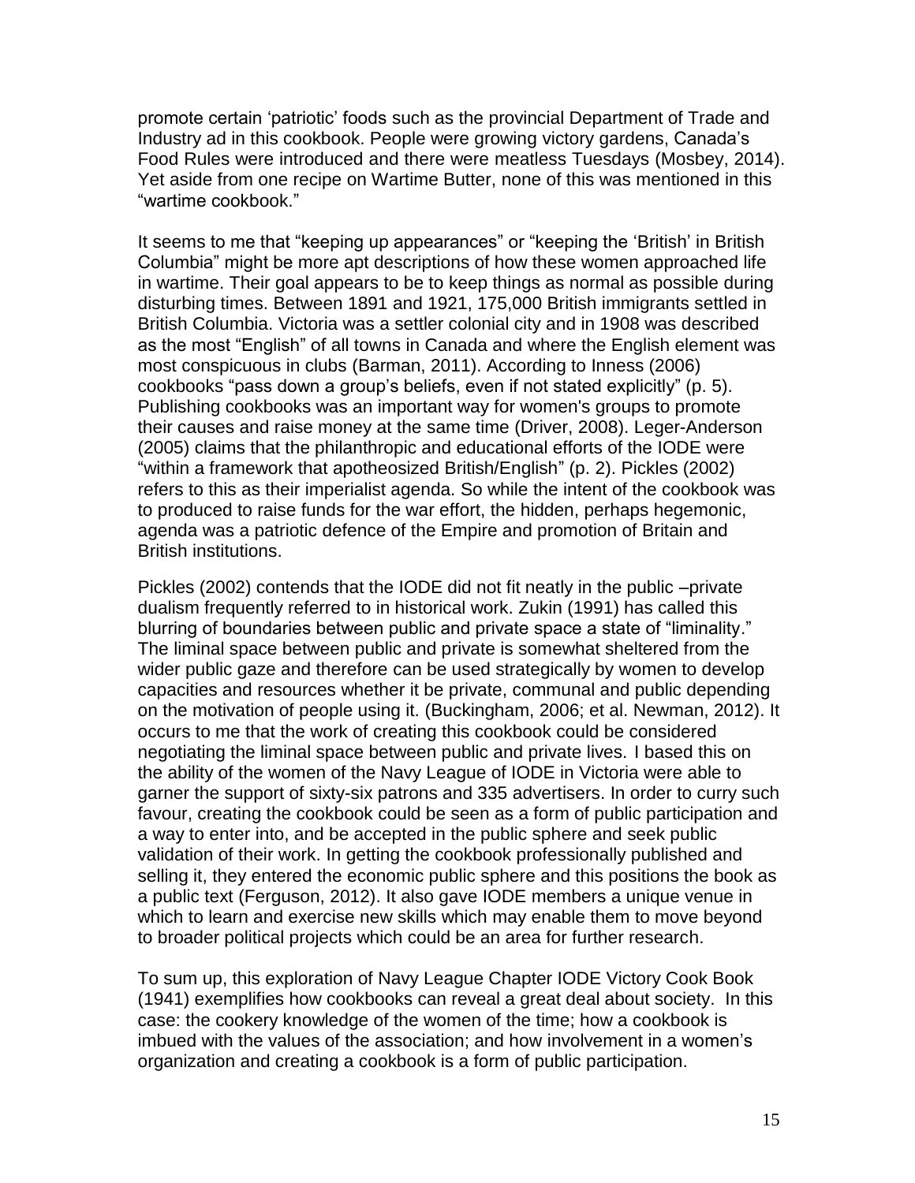promote certain 'patriotic' foods such as the provincial Department of Trade and Industry ad in this cookbook. People were growing victory gardens, Canada's Food Rules were introduced and there were meatless Tuesdays (Mosbey, 2014). Yet aside from one recipe on Wartime Butter, none of this was mentioned in this "wartime cookbook."

It seems to me that "keeping up appearances" or "keeping the 'British' in British Columbia" might be more apt descriptions of how these women approached life in wartime. Their goal appears to be to keep things as normal as possible during disturbing times. Between 1891 and 1921, 175,000 British immigrants settled in British Columbia. Victoria was a settler colonial city and in 1908 was described as the most "English" of all towns in Canada and where the English element was most conspicuous in clubs (Barman, 2011). According to Inness (2006) cookbooks "pass down a group's beliefs, even if not stated explicitly" (p. 5). Publishing cookbooks was an important way for women's groups to promote their causes and raise money at the same time (Driver, 2008). Leger-Anderson (2005) claims that the philanthropic and educational efforts of the IODE were "within a framework that apotheosized British/English" (p. 2). Pickles (2002) refers to this as their imperialist agenda. So while the intent of the cookbook was to produced to raise funds for the war effort, the hidden, perhaps hegemonic, agenda was a patriotic defence of the Empire and promotion of Britain and British institutions.

Pickles (2002) contends that the IODE did not fit neatly in the public –private dualism frequently referred to in historical work. Zukin (1991) has called this blurring of boundaries between public and private space a state of "liminality." The liminal space between public and private is somewhat sheltered from the wider public gaze and therefore can be used strategically by women to develop capacities and resources whether it be private, communal and public depending on the motivation of people using it. (Buckingham, 2006; et al. Newman, 2012). It occurs to me that the work of creating this cookbook could be considered negotiating the liminal space between public and private lives. I based this on the ability of the women of the Navy League of IODE in Victoria were able to garner the support of sixty-six patrons and 335 advertisers. In order to curry such favour, creating the cookbook could be seen as a form of public participation and a way to enter into, and be accepted in the public sphere and seek public validation of their work. In getting the cookbook professionally published and selling it, they entered the economic public sphere and this positions the book as a public text (Ferguson, 2012). It also gave IODE members a unique venue in which to learn and exercise new skills which may enable them to move beyond to broader political projects which could be an area for further research.

To sum up, this exploration of Navy League Chapter IODE Victory Cook Book (1941) exemplifies how cookbooks can reveal a great deal about society. In this case: the cookery knowledge of the women of the time; how a cookbook is imbued with the values of the association; and how involvement in a women's organization and creating a cookbook is a form of public participation.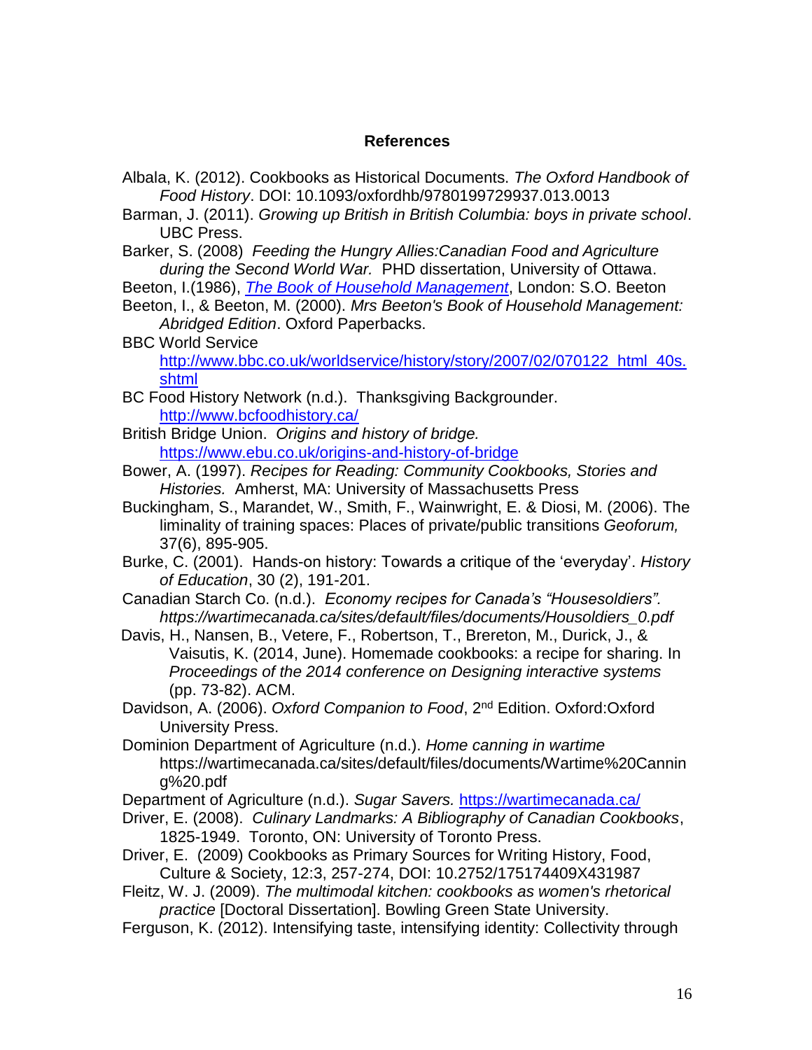## References

Albala, K. (2012). Cookbooks as Historical Documents. *The Oxford Handbook of Food History*. DOI: 10.1093/oxfordhb/9780199729937.013.0013

Barman, J. (2011). *Growing up British in British Columbia: boys in private school*. UBC Press.

Barker, S. (2008) *Feeding the Hungry Allies:Canadian Food and Agriculture during the Second World War.* PHD dissertation, University of Ottawa.

Beeton, I.(1986), *[The Book of Household Management]()*, London: S.O. Beeton

Beeton, I., & Beeton, M. (2000). *Mrs Beeton's Book of Household Management: Abridged Edition*. Oxford Paperbacks.

BBC World Service http://www.bbc.co.uk/worldservice/history/story/2007/02/070122_html_40s.shtml

BC Food History Network (n.d.). Thanksgiving Backgrounder. http://www.bcfoodhistory.ca/

British Bridge Union. *Origins and history of bridge.* https://www.ebu.co.uk/origins-and-history-of-bridge

Bower, A. (1997). *Recipes for Reading: Community Cookbooks, Stories and Histories.* Amherst, MA: University of Massachusetts Press

Buckingham, S., Marandet, W., Smith, F., Wainwright, E. & Diosi, M. (2006). The liminality of training spaces: Places of private/public transitions *Geoforum,* 37(6), 895-905.

Burke, C. (2001). Hands-on history: Towards a critique of the 'everyday'. *History of Education*, 30 (2), 191-201.

Canadian Starch Co. (n.d.). *Economy recipes for Canada's "Housesoldiers". https://wartimecanada.ca/sites/default/files/documents/Housoldiers_0.pdf*

Davis, H., Nansen, B., Vetere, F., Robertson, T., Brereton, M., Durick, J., & Vaisutis, K. (2014, June). Homemade cookbooks: a recipe for sharing. In *Proceedings of the 2014 conference on Designing interactive systems* (pp. 73-82). ACM.

Davidson, A. (2006). *Oxford Companion to Food*, 2nd Edition. Oxford:Oxford University Press.

Dominion Department of Agriculture (n.d.). *Home canning in wartime* https://wartimecanada.ca/sites/default/files/documents/Wartime%20Canning%20.pdf

Department of Agriculture (n.d.). *Sugar Savers.* https://wartimecanada.ca/

Driver, E. (2008). *Culinary Landmarks: A Bibliography of Canadian Cookbooks*, 1825-1949. Toronto, ON: University of Toronto Press.

Driver, E. (2009) Cookbooks as Primary Sources for Writing History, Food, Culture & Society, 12:3, 257-274, DOI: 10.2752/175174409X431987

Fleitz, W. J. (2009). *The multimodal kitchen: cookbooks as women's rhetorical practice* [Doctoral Dissertation]. Bowling Green State University.

Ferguson, K. (2012). Intensifying taste, intensifying identity: Collectivity through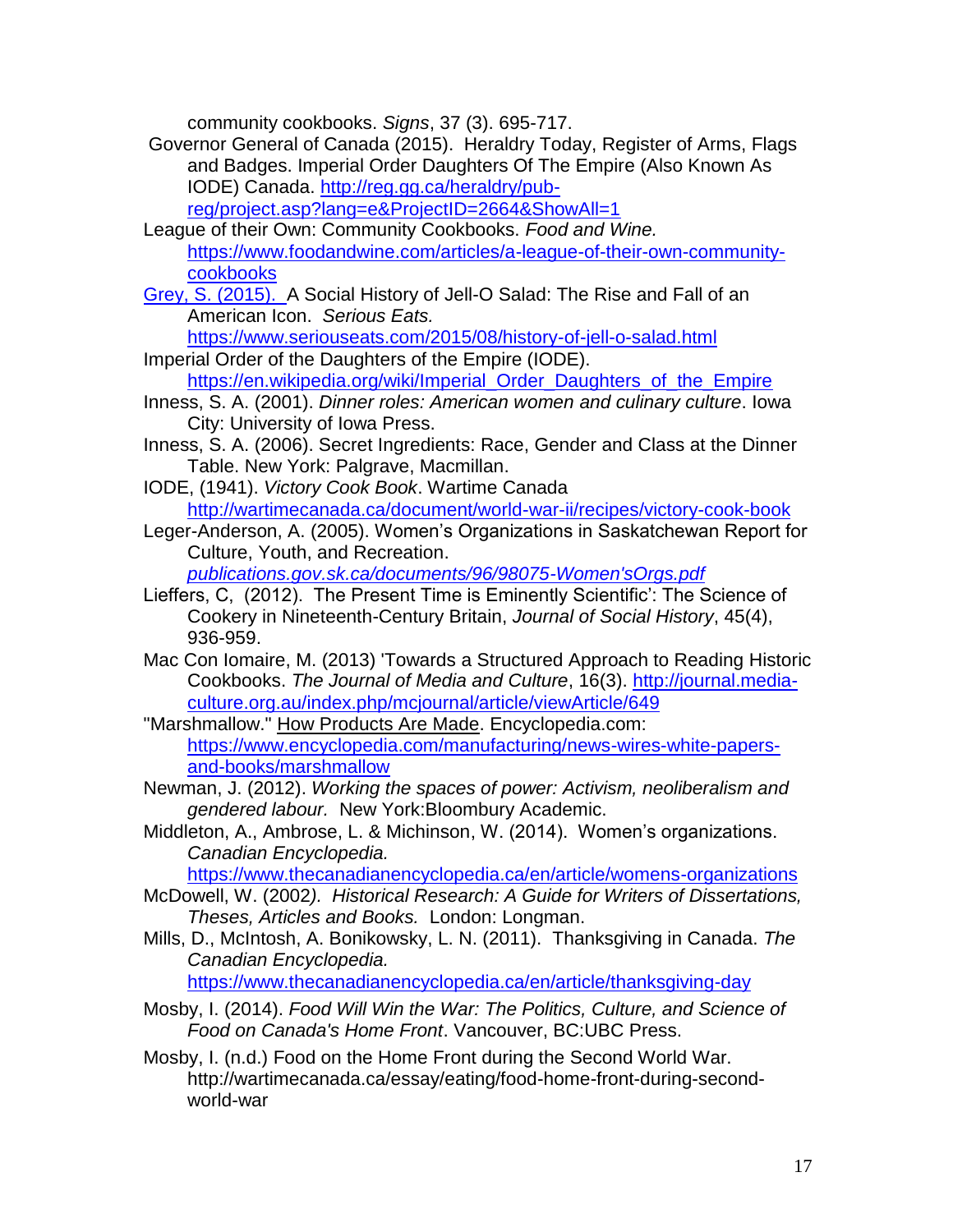community cookbooks. *Signs*, 37 (3). 695-717.

Governor General of Canada (2015). Heraldry Today, Register of Arms, Flags and Badges. Imperial Order Daughters Of The Empire (Also Known As IODE) Canada. http://reg.gg.ca/heraldry/pub-reg/project.asp?lang=e&ProjectID=2664&ShowAll=1

League of their Own: Community Cookbooks. *Food and Wine.* https://www.foodandwine.com/articles/a-league-of-their-own-community-cookbooks

Grey, S. (2015). A Social History of Jell-O Salad: The Rise and Fall of an American Icon. *Serious Eats.* https://www.seriouseats.com/2015/08/history-of-jell-o-salad.html

Imperial Order of the Daughters of the Empire (IODE). https://en.wikipedia.org/wiki/Imperial_Order_Daughters_of_the_Empire

Inness, S. A. (2001). *Dinner roles: American women and culinary culture*. Iowa City: University of Iowa Press.

Inness, S. A. (2006). Secret Ingredients: Race, Gender and Class at the Dinner Table. New York: Palgrave, Macmillan.

IODE, (1941). *Victory Cook Book*. Wartime Canada http://wartimecanada.ca/document/world-war-ii/recipes/victory-cook-book

Leger-Anderson, A. (2005). Women's Organizations in Saskatchewan Report for Culture, Youth, and Recreation. *publications.gov.sk.ca/documents/96/98075-Women'sOrgs.pdf*

Lieffers, C, (2012). The Present Time is Eminently Scientific': The Science of Cookery in Nineteenth-Century Britain, *Journal of Social History*, 45(4), 936-959.

Mac Con Iomaire, M. (2013) 'Towards a Structured Approach to Reading Historic Cookbooks. *The Journal of Media and Culture*, 16(3). http://journal.media-culture.org.au/index.php/mcjournal/article/viewArticle/649

"Marshmallow." How Products Are Made. Encyclopedia.com: https://www.encyclopedia.com/manufacturing/news-wires-white-papers-and-books/marshmallow

Newman, J. (2012). *Working the spaces of power: Activism, neoliberalism and gendered labour.* New York:Bloombury Academic.

Middleton, A., Ambrose, L. & Michinson, W. (2014). Women's organizations. *Canadian Encyclopedia.* https://www.thecanadianencyclopedia.ca/en/article/womens-organizations

McDowell, W. (2002). *Historical Research: A Guide for Writers of Dissertations, Theses, Articles and Books.* London: Longman.

Mills, D., McIntosh, A. Bonikowsky, L. N. (2011). Thanksgiving in Canada. *The Canadian Encyclopedia.* https://www.thecanadianencyclopedia.ca/en/article/thanksgiving-day

Mosby, I. (2014). *Food Will Win the War: The Politics, Culture, and Science of Food on Canada's Home Front*. Vancouver, BC:UBC Press.

Mosby, I. (n.d.) Food on the Home Front during the Second World War. http://wartimecanada.ca/essay/eating/food-home-front-during-second-world-war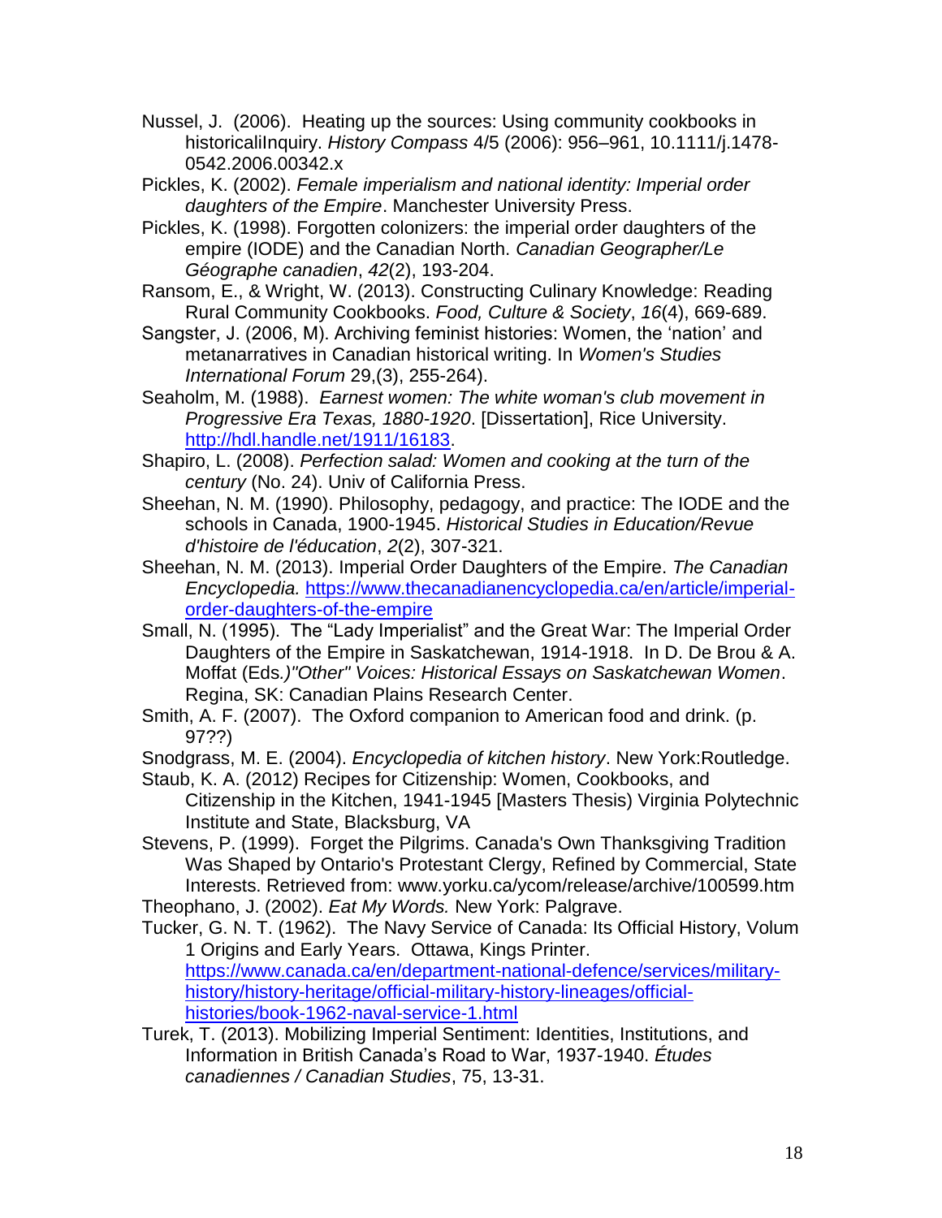Nussel, J. (2006). Heating up the sources: Using community cookbooks in historicaliInquiry. *History Compass* 4/5 (2006): 956–961, 10.1111/j.1478-0542.2006.00342.x

Pickles, K. (2002). *Female imperialism and national identity: Imperial order daughters of the Empire*. Manchester University Press.

Pickles, K. (1998). Forgotten colonizers: the imperial order daughters of the empire (IODE) and the Canadian North. *Canadian Geographer/Le Géographe canadien*, *42*(2), 193-204.

Ransom, E., & Wright, W. (2013). Constructing Culinary Knowledge: Reading Rural Community Cookbooks. *Food, Culture & Society*, *16*(4), 669-689.

Sangster, J. (2006, M). Archiving feminist histories: Women, the 'nation' and metanarratives in Canadian historical writing. In *Women's Studies International Forum* 29,(3), 255-264).

Seaholm, M. (1988). *Earnest women: The white woman's club movement in Progressive Era Texas, 1880-1920*. [Dissertation], Rice University. http://hdl.handle.net/1911/16183.

Shapiro, L. (2008). *Perfection salad: Women and cooking at the turn of the century* (No. 24). Univ of California Press.

Sheehan, N. M. (1990). Philosophy, pedagogy, and practice: The IODE and the schools in Canada, 1900-1945. *Historical Studies in Education/Revue d'histoire de l'éducation*, *2*(2), 307-321.

Sheehan, N. M. (2013). Imperial Order Daughters of the Empire. *The Canadian Encyclopedia.* https://www.thecanadianencyclopedia.ca/en/article/imperial-order-daughters-of-the-empire

Small, N. (1995). The "Lady Imperialist" and the Great War: The Imperial Order Daughters of the Empire in Saskatchewan, 1914-1918. In D. De Brou & A. Moffat (Eds*.)"Other" Voices: Historical Essays on Saskatchewan Women*. Regina, SK: Canadian Plains Research Center.

Smith, A. F. (2007). The Oxford companion to American food and drink. (p. 97??)

Snodgrass, M. E. (2004). *Encyclopedia of kitchen history*. New York:Routledge.

Staub, K. A. (2012) Recipes for Citizenship: Women, Cookbooks, and Citizenship in the Kitchen, 1941-1945 [Masters Thesis) Virginia Polytechnic Institute and State, Blacksburg, VA

Stevens, P. (1999). Forget the Pilgrims. Canada's Own Thanksgiving Tradition Was Shaped by Ontario's Protestant Clergy, Refined by Commercial, State Interests. Retrieved from: www.yorku.ca/ycom/release/archive/100599.htm

Theophano, J. (2002). *Eat My Words.* New York: Palgrave.

Tucker, G. N. T. (1962). The Navy Service of Canada: Its Official History, Volum 1 Origins and Early Years. Ottawa, Kings Printer. https://www.canada.ca/en/department-national-defence/services/military-history/history-heritage/official-military-history-lineages/official-histories/book-1962-naval-service-1.html

Turek, T. (2013). Mobilizing Imperial Sentiment: Identities, Institutions, and Information in British Canada's Road to War, 1937-1940. *Études canadiennes / Canadian Studies*, 75, 13-31.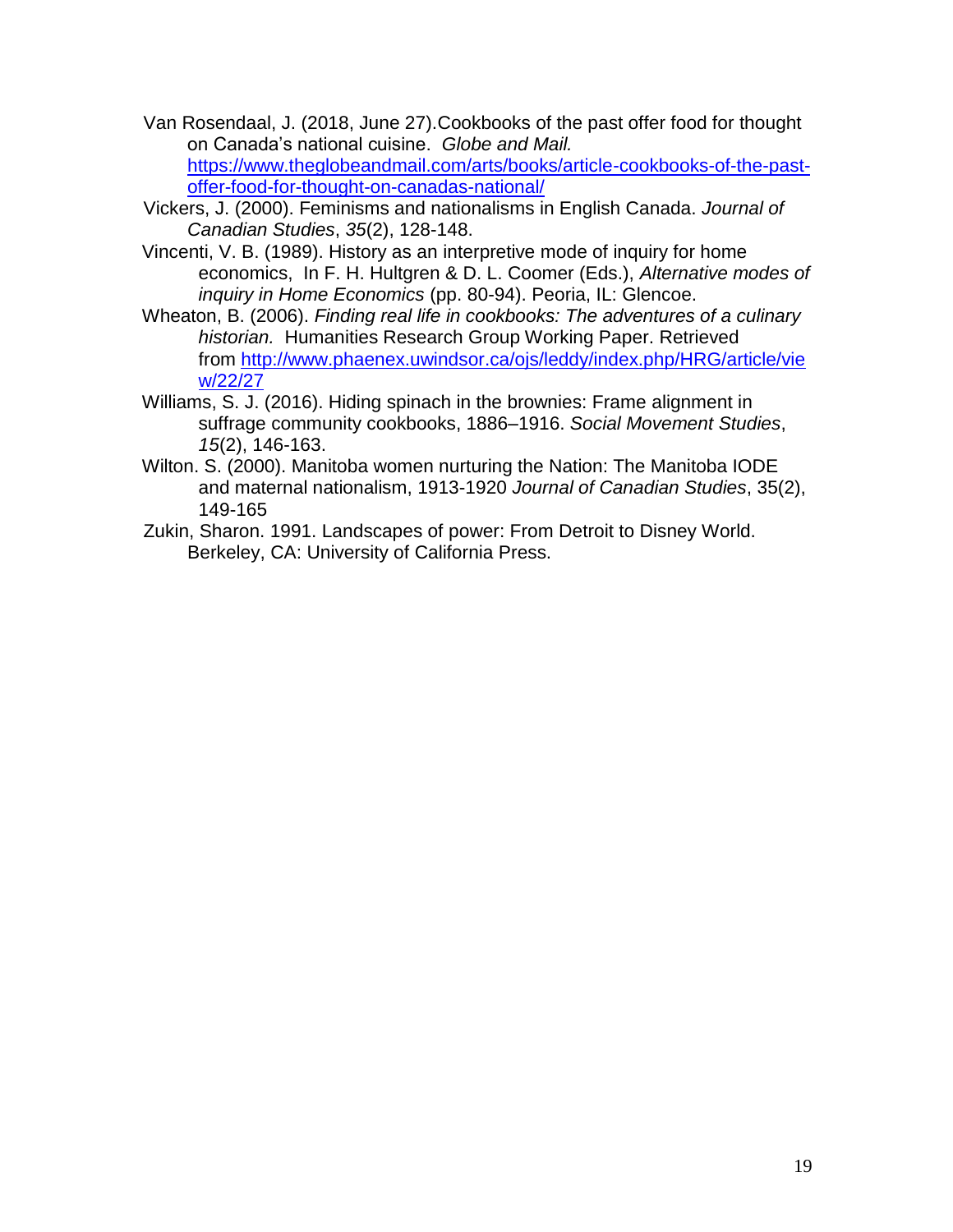Van Rosendaal, J. (2018, June 27).Cookbooks of the past offer food for thought on Canada's national cuisine. *Globe and Mail.* https://www.theglobeandmail.com/arts/books/article-cookbooks-of-the-past-offer-food-for-thought-on-canadas-national/

Vickers, J. (2000). Feminisms and nationalisms in English Canada. *Journal of Canadian Studies*, *35*(2), 128-148.

Vincenti, V. B. (1989). History as an interpretive mode of inquiry for home economics, In F. H. Hultgren & D. L. Coomer (Eds.), *Alternative modes of inquiry in Home Economics* (pp. 80-94). Peoria, IL: Glencoe.

Wheaton, B. (2006). *Finding real life in cookbooks: The adventures of a culinary historian.* Humanities Research Group Working Paper. Retrieved from http://www.phaenex.uwindsor.ca/ojs/leddy/index.php/HRG/article/view/22/27

Williams, S. J. (2016). Hiding spinach in the brownies: Frame alignment in suffrage community cookbooks, 1886–1916. *Social Movement Studies*, *15*(2), 146-163.

Wilton. S. (2000). Manitoba women nurturing the Nation: The Manitoba IODE and maternal nationalism, 1913-1920 *Journal of Canadian Studies*, 35(2), 149-165

Zukin, Sharon. 1991. Landscapes of power: From Detroit to Disney World. Berkeley, CA: University of California Press.